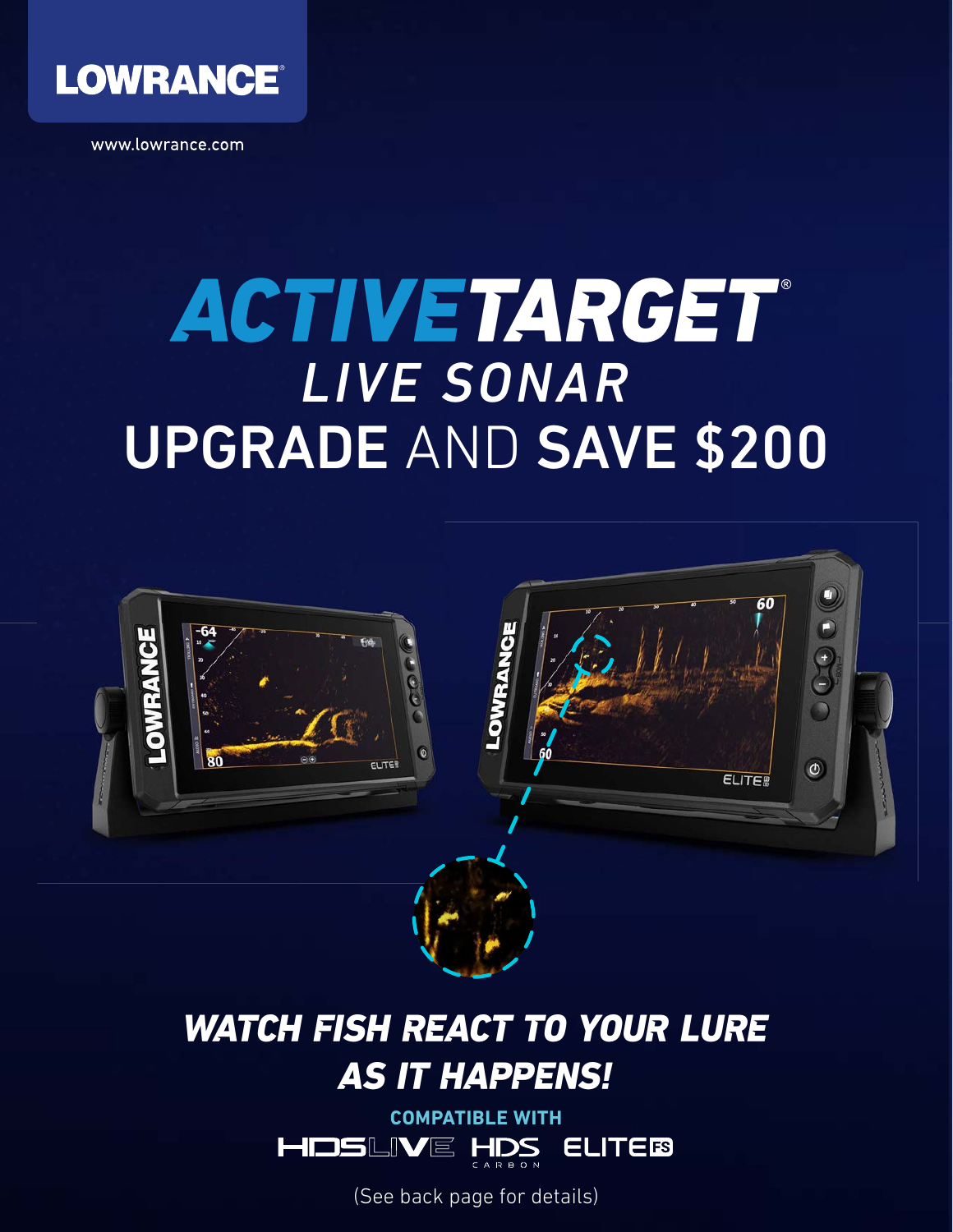# LOWRANCE

www.lowrance.com

# ACTIVETARGET®

## *LIVE SONAR*

## UPGRADE AND SAVE $200

***WATCH FISH REACT TO YOUR LURE AS IT HAPPENS!***

**COMPATIBLE WITH**

HDS LIVE HDS CARBON ELITE FS

(See back page for details)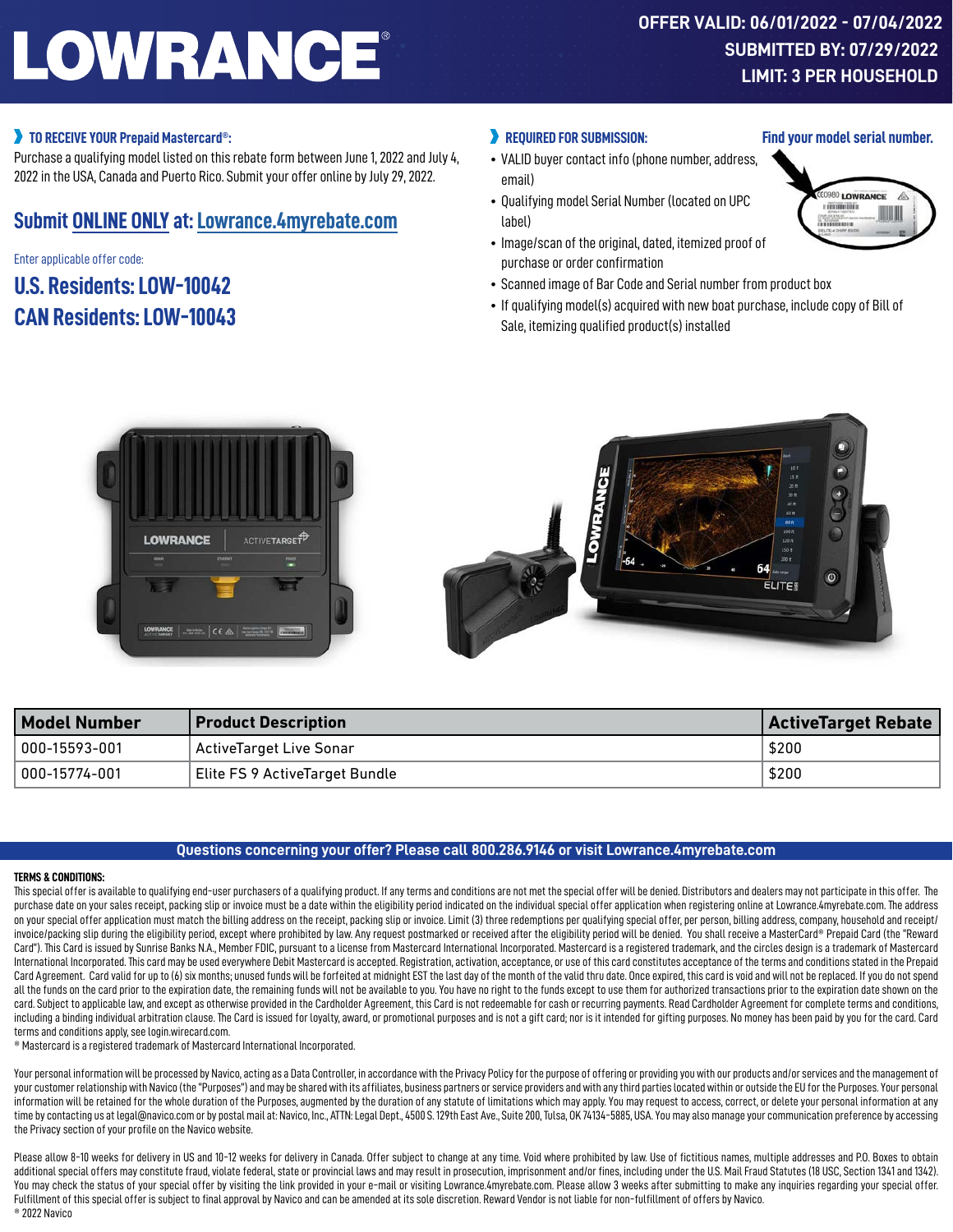# LOWRANCE

**OFFER VALID: 06/01/2022 - 07/04/2022**
**SUBMITTED BY: 07/29/2022**
**LIMIT: 3 PER HOUSEHOLD**

### TO RECEIVE YOUR Prepaid Mastercard®:

Purchase a qualifying model listed on this rebate form between June 1, 2022 and July 4, 2022 in the USA, Canada and Puerto Rico. Submit your offer online by July 29, 2022.

## Submit ONLINE ONLY at: Lowrance.4myrebate.com

Enter applicable offer code:

## U.S. Residents: LOW-10042
## CAN Residents: LOW-10043

### REQUIRED FOR SUBMISSION:

**Find your model serial number.**

- VALID buyer contact info (phone number, address, email)
- Qualifying model Serial Number (located on UPC label)
- Image/scan of the original, dated, itemized proof of purchase or order confirmation
- Scanned image of Bar Code and Serial number from product box
- If qualifying model(s) acquired with new boat purchase, include copy of Bill of Sale, itemizing qualified product(s) installed

| Model Number | Product Description | ActiveTarget Rebate |
| --- | --- | --- |
| 000-15593-001 | ActiveTarget Live Sonar | $200 |
| 000-15774-001 | Elite FS 9 ActiveTarget Bundle | $200 |

**Questions concerning your offer? Please call 800.286.9146 or visit Lowrance.4myrebate.com**

**TERMS & CONDITIONS:**

This special offer is available to qualifying end-user purchasers of a qualifying product. If any terms and conditions are not met the special offer will be denied. Distributors and dealers may not participate in this offer. The purchase date on your sales receipt, packing slip or invoice must be a date within the eligibility period indicated on the individual special offer application when registering online at Lowrance.4myrebate.com. The address on your special offer application must match the billing address on the receipt, packing slip or invoice. Limit (3) three redemptions per qualifying special offer, per person, billing address, company, household and receipt/invoice/packing slip during the eligibility period, except where prohibited by law. Any request postmarked or received after the eligibility period will be denied. You shall receive a MasterCard® Prepaid Card (the "Reward Card"). This Card is issued by Sunrise Banks N.A., Member FDIC, pursuant to a license from Mastercard International Incorporated. Mastercard is a registered trademark, and the circles design is a trademark of Mastercard International Incorporated. This card may be used everywhere Debit Mastercard is accepted. Registration, activation, acceptance, or use of this card constitutes acceptance of the terms and conditions stated in the Prepaid Card Agreement. Card valid for up to (6) six months; unused funds will be forfeited at midnight EST the last day of the month of the valid thru date. Once expired, this card is void and will not be replaced. If you do not spend all the funds on the card prior to the expiration date, the remaining funds will not be available to you. You have no right to the funds except to use them for authorized transactions prior to the expiration date shown on the card. Subject to applicable law, and except as otherwise provided in the Cardholder Agreement, this Card is not redeemable for cash or recurring payments. Read Cardholder Agreement for complete terms and conditions, including a binding individual arbitration clause. The Card is issued for loyalty, award, or promotional purposes and is not a gift card; nor is it intended for gifting purposes. No money has been paid by you for the card. Card terms and conditions apply, see login.wirecard.com.

® Mastercard is a registered trademark of Mastercard International Incorporated.

Your personal information will be processed by Navico, acting as a Data Controller, in accordance with the Privacy Policy for the purpose of offering or providing you with our products and/or services and the management of your customer relationship with Navico (the "Purposes") and may be shared with its affiliates, business partners or service providers and with any third parties located within or outside the EU for the Purposes. Your personal information will be retained for the whole duration of the Purposes, augmented by the duration of any statute of limitations which may apply. You may request to access, correct, or delete your personal information at any time by contacting us at legal@navico.com or by postal mail at: Navico, Inc., ATTN: Legal Dept., 4500 S. 129th East Ave., Suite 200, Tulsa, OK 74134-5885, USA. You may also manage your communication preference by accessing the Privacy section of your profile on the Navico website.

Please allow 8-10 weeks for delivery in US and 10-12 weeks for delivery in Canada. Offer subject to change at any time. Void where prohibited by law. Use of fictitious names, multiple addresses and P.O. Boxes to obtain additional special offers may constitute fraud, violate federal, state or provincial laws and may result in prosecution, imprisonment and/or fines, including under the U.S. Mail Fraud Statutes (18 USC, Section 1341 and 1342). You may check the status of your special offer by visiting the link provided in your e-mail or visiting Lowrance.4myrebate.com. Please allow 3 weeks after submitting to make any inquiries regarding your special offer. Fulfillment of this special offer is subject to final approval by Navico and can be amended at its sole discretion. Reward Vendor is not liable for non-fulfillment of offers by Navico.

® 2022 Navico